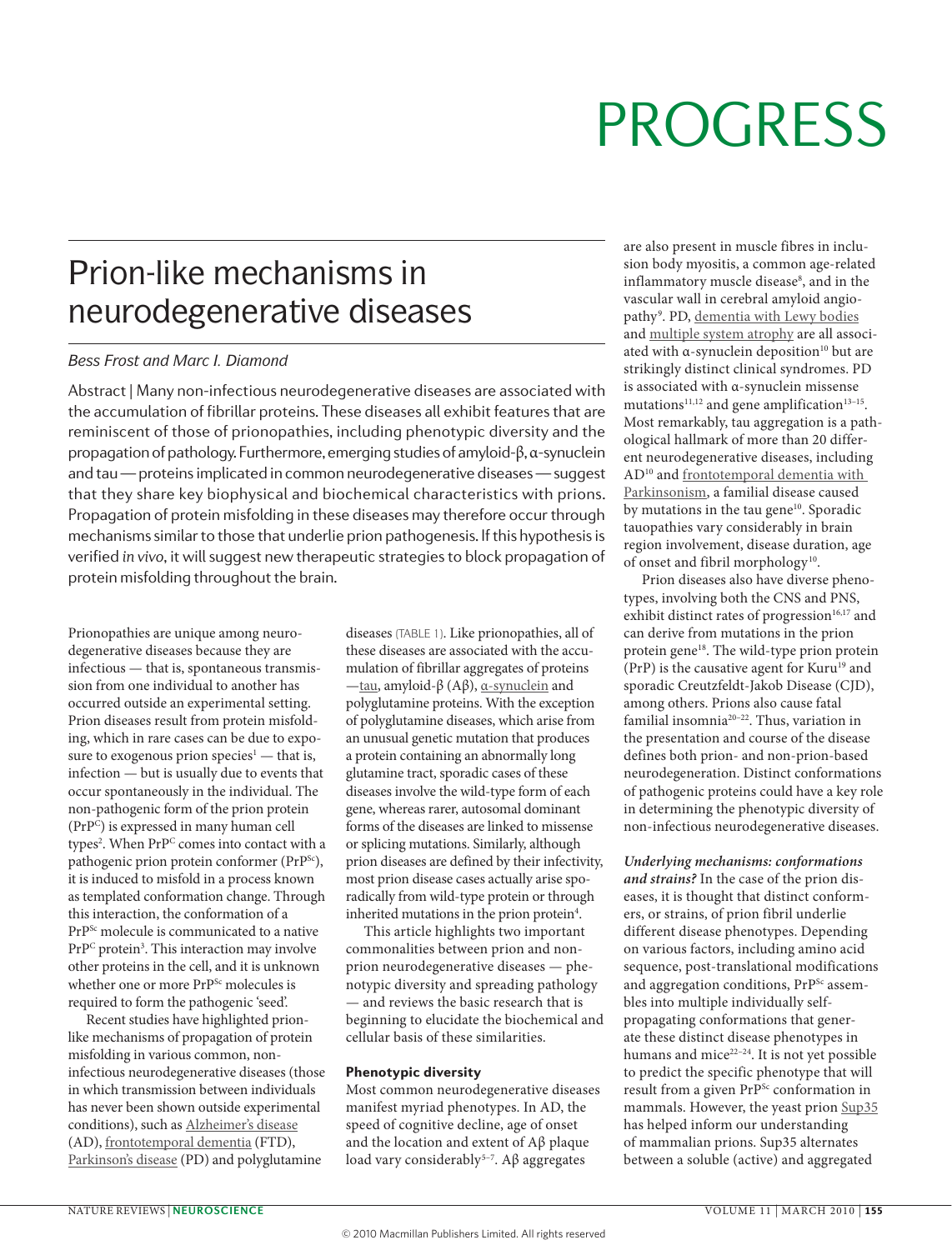# Prion-like mechanisms in neurodegenerative diseases

*Bess Frost and Marc I. Diamond*

Abstract | Many non-infectious neurodegenerative diseases are associated with the accumulation of fibrillar proteins. These diseases all exhibit features that are reminiscent of those of prionopathies, including phenotypic diversity and the propagation of pathology. Furthermore, emerging studies of amyloid-β, α-synuclein and tau — proteins implicated in common neurodegenerative diseases — suggest that they share key biophysical and biochemical characteristics with prions. Propagation of protein misfolding in these diseases may therefore occur through mechanisms similar to those that underlie prion pathogenesis. If this hypothesis is verified *in vivo*, it will suggest new therapeutic strategies to block propagation of protein misfolding throughout the brain.

Prionopathies are unique among neurodegenerative diseases because they are infectious — that is, spontaneous transmission from one individual to another has occurred outside an experimental setting. Prion diseases result from protein misfolding, which in rare cases can be due to exposure to exogenous prion species[1] — that is, infection — but is usually due to events that occur spontaneously in the individual. The non-pathogenic form of the prion protein ($PrP^C$) is expressed in many human cell types[2]. When $PrP^C$ comes into contact with a pathogenic prion protein conformer ($PrP^{Sc}$), it is induced to misfold in a process known as templated conformation change. Through this interaction, the conformation of a $PrP^{Sc}$ molecule is communicated to a native $PrP^C$ protein[3]. This interaction may involve other proteins in the cell, and it is unknown whether one or more $PrP^{Sc}$ molecules is required to form the pathogenic 'seed'.

Recent studies have highlighted prion-like mechanisms of propagation of protein misfolding in various common, non-infectious neurodegenerative diseases (those in which transmission between individuals has never been shown outside experimental conditions), such as Alzheimer's disease (AD), frontotemporal dementia (FTD), Parkinson's disease (PD) and polyglutamine diseases (TABLE 1). Like prionopathies, all of these diseases are associated with the accumulation of fibrillar aggregates of proteins —tau, amyloid-β (Aβ), α-synuclein and polyglutamine proteins. With the exception of polyglutamine diseases, which arise from an unusual genetic mutation that produces a protein containing an abnormally long glutamine tract, sporadic cases of these diseases involve the wild-type form of each gene, whereas rarer, autosomal dominant forms of the diseases are linked to missense or splicing mutations. Similarly, although prion diseases are defined by their infectivity, most prion disease cases actually arise sporadically from wild-type protein or through inherited mutations in the prion protein[4].

This article highlights two important commonalities between prion and non-prion neurodegenerative diseases — phenotypic diversity and spreading pathology — and reviews the basic research that is beginning to elucidate the biochemical and cellular basis of these similarities.

## Phenotypic diversity

Most common neurodegenerative diseases manifest myriad phenotypes. In AD, the speed of cognitive decline, age of onset and the location and extent of Aβ plaque load vary considerably[5–7]. Aβ aggregates are also present in muscle fibres in inclusion body myositis, a common age-related inflammatory muscle disease[8], and in the vascular wall in cerebral amyloid angiopathy[9]. PD, dementia with Lewy bodies and multiple system atrophy are all associated with α-synuclein deposition[10] but are strikingly distinct clinical syndromes. PD is associated with α-synuclein missense mutations[11,12] and gene amplification[13–15]. Most remarkably, tau aggregation is a pathological hallmark of more than 20 different neurodegenerative diseases, including AD[10] and frontotemporal dementia with Parkinsonism, a familial disease caused by mutations in the tau gene[10]. Sporadic tauopathies vary considerably in brain region involvement, disease duration, age of onset and fibril morphology[10].

Prion diseases also have diverse phenotypes, involving both the CNS and PNS, exhibit distinct rates of progression[16,17] and can derive from mutations in the prion protein gene[18]. The wild-type prion protein (PrP) is the causative agent for Kuru[19] and sporadic Creutzfeldt-Jakob Disease (CJD), among others. Prions also cause fatal familial insomnia[20–22]. Thus, variation in the presentation and course of the disease defines both prion- and non-prion-based neurodegeneration. Distinct conformations of pathogenic proteins could have a key role in determining the phenotypic diversity of non-infectious neurodegenerative diseases.

***Underlying mechanisms: conformations and strains?*** In the case of the prion diseases, it is thought that distinct conformers, or strains, of prion fibril underlie different disease phenotypes. Depending on various factors, including amino acid sequence, post-translational modifications and aggregation conditions, $PrP^{Sc}$ assembles into multiple individually self-propagating conformations that generate these distinct disease phenotypes in humans and mice[22–24]. It is not yet possible to predict the specific phenotype that will result from a given $PrP^{Sc}$ conformation in mammals. However, the yeast prion Sup35 has helped inform our understanding of mammalian prions. Sup35 alternates between a soluble (active) and aggregated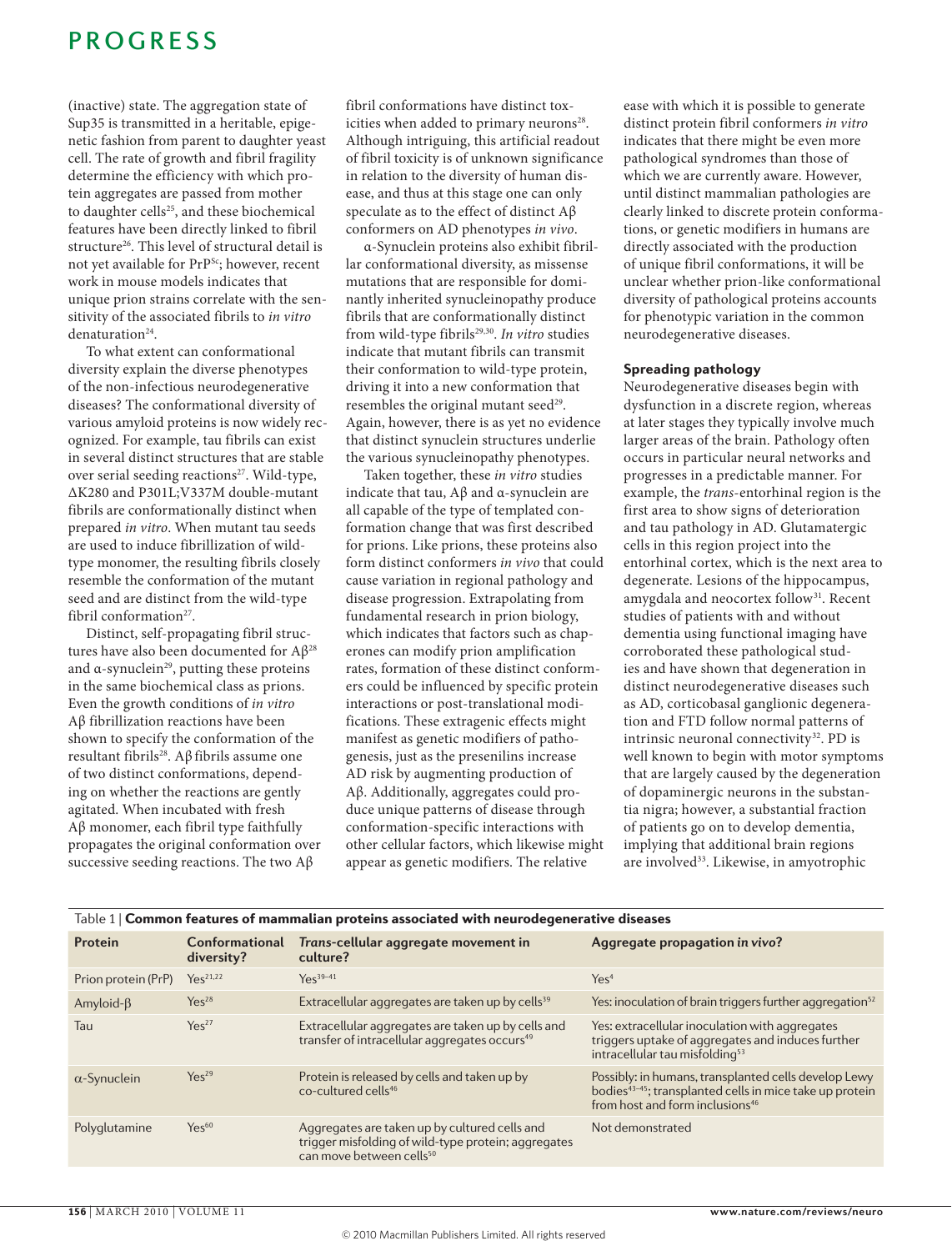(inactive) state. The aggregation state of Sup35 is transmitted in a heritable, epigenetic fashion from parent to daughter yeast cell. The rate of growth and fibril fragility determine the efficiency with which protein aggregates are passed from mother to daughter cells[25], and these biochemical features have been directly linked to fibril structure[26]. This level of structural detail is not yet available for $PrP^{Sc}$; however, recent work in mouse models indicates that unique prion strains correlate with the sensitivity of the associated fibrils to *in vitro* denaturation[24].

To what extent can conformational diversity explain the diverse phenotypes of the non-infectious neurodegenerative diseases? The conformational diversity of various amyloid proteins is now widely recognized. For example, tau fibrils can exist in several distinct structures that are stable over serial seeding reactions[27]. Wild-type, ΔK280 and P301L;V337M double-mutant fibrils are conformationally distinct when prepared *in vitro*. When mutant tau seeds are used to induce fibrillization of wild-type monomer, the resulting fibrils closely resemble the conformation of the mutant seed and are distinct from the wild-type fibril conformation[27].

Distinct, self-propagating fibril structures have also been documented for Aβ[28] and α-synuclein[29], putting these proteins in the same biochemical class as prions. Even the growth conditions of *in vitro* Aβ fibrillization reactions have been shown to specify the conformation of the resultant fibrils[28]. Aβ fibrils assume one of two distinct conformations, depending on whether the reactions are gently agitated. When incubated with fresh Aβ monomer, each fibril type faithfully propagates the original conformation over successive seeding reactions. The two Aβ fibril conformations have distinct toxicities when added to primary neurons[28]. Although intriguing, this artificial readout of fibril toxicity is of unknown significance in relation to the diversity of human disease, and thus at this stage one can only speculate as to the effect of distinct Aβ conformers on AD phenotypes *in vivo*.

α-Synuclein proteins also exhibit fibrillar conformational diversity, as missense mutations that are responsible for dominantly inherited synucleinopathy produce fibrils that are conformationally distinct from wild-type fibrils[29,30]. *In vitro* studies indicate that mutant fibrils can transmit their conformation to wild-type protein, driving it into a new conformation that resembles the original mutant seed[29]. Again, however, there is as yet no evidence that distinct synuclein structures underlie the various synucleinopathy phenotypes.

Taken together, these *in vitro* studies indicate that tau, Aβ and α-synuclein are all capable of the type of templated conformation change that was first described for prions. Like prions, these proteins also form distinct conformers *in vivo* that could cause variation in regional pathology and disease progression. Extrapolating from fundamental research in prion biology, which indicates that factors such as chaperones can modify prion amplification rates, formation of these distinct conformers could be influenced by specific protein interactions or post-translational modifications. These extragenic effects might manifest as genetic modifiers of pathogenesis, just as the presenilins increase AD risk by augmenting production of Aβ. Additionally, aggregates could produce unique patterns of disease through conformation-specific interactions with other cellular factors, which likewise might appear as genetic modifiers. The relative ease with which it is possible to generate distinct protein fibril conformers *in vitro* indicates that there might be even more pathological syndromes than those of which we are currently aware. However, until distinct mammalian pathologies are clearly linked to discrete protein conformations, or genetic modifiers in humans are directly associated with the production of unique fibril conformations, it will be unclear whether prion-like conformational diversity of pathological proteins accounts for phenotypic variation in the common neurodegenerative diseases.

### Spreading pathology

Neurodegenerative diseases begin with dysfunction in a discrete region, whereas at later stages they typically involve much larger areas of the brain. Pathology often occurs in particular neural networks and progresses in a predictable manner. For example, the *trans*-entorhinal region is the first area to show signs of deterioration and tau pathology in AD. Glutamatergic cells in this region project into the entorhinal cortex, which is the next area to degenerate. Lesions of the hippocampus, amygdala and neocortex follow[31]. Recent studies of patients with and without dementia using functional imaging have corroborated these pathological studies and have shown that degeneration in distinct neurodegenerative diseases such as AD, corticobasal ganglionic degeneration and FTD follow normal patterns of intrinsic neuronal connectivity[32]. PD is well known to begin with motor symptoms that are largely caused by the degeneration of dopaminergic neurons in the substantia nigra; however, a substantial fraction of patients go on to develop dementia, implying that additional brain regions are involved[33]. Likewise, in amyotrophic

Table 1 | **Common features of mammalian proteins associated with neurodegenerative diseases**

| Protein | Conformational diversity? | *Trans*-cellular aggregate movement in culture? | Aggregate propagation *in vivo*? |
|---|---|---|---|
| Prion protein (PrP) | Yes[21,22] | Yes[39–41] | Yes[4] |
| Amyloid-β | Yes[28] | Extracellular aggregates are taken up by cells[39] | Yes: inoculation of brain triggers further aggregation[52] |
| Tau | Yes[27] | Extracellular aggregates are taken up by cells and transfer of intracellular aggregates occurs[49] | Yes: extracellular inoculation with aggregates triggers uptake of aggregates and induces further intracellular tau misfolding[53] |
| α-Synuclein | Yes[29] | Protein is released by cells and taken up by co-cultured cells[46] | Possibly: in humans, transplanted cells develop Lewy bodies[43–45]; transplanted cells in mice take up protein from host and form inclusions[46] |
| Polyglutamine | Yes[60] | Aggregates are taken up by cultured cells and trigger misfolding of wild-type protein; aggregates can move between cells[50] | Not demonstrated |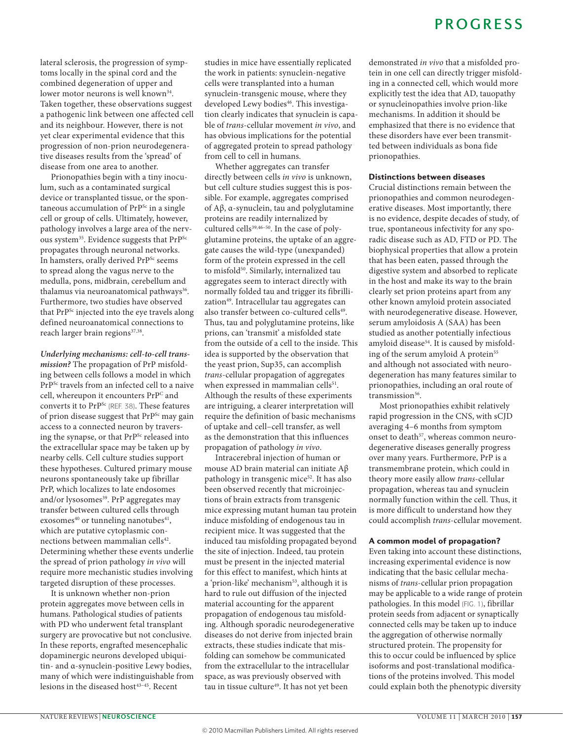lateral sclerosis, the progression of symptoms locally in the spinal cord and the combined degeneration of upper and lower motor neurons is well known[34]. Taken together, these observations suggest a pathogenic link between one affected cell and its neighbour. However, there is not yet clear experimental evidence that this progression of non-prion neurodegenerative diseases results from the 'spread' of disease from one area to another.

Prionopathies begin with a tiny inoculum, such as a contaminated surgical device or transplanted tissue, or the spontaneous accumulation of $PrP^{Sc}$ in a single cell or group of cells. Ultimately, however, pathology involves a large area of the nervous system[35]. Evidence suggests that $PrP^{Sc}$ propagates through neuronal networks. In hamsters, orally derived $PrP^{Sc}$ seems to spread along the vagus nerve to the medulla, pons, midbrain, cerebellum and thalamus via neuroanatomical pathways[36]. Furthermore, two studies have observed that $PrP^{Sc}$ injected into the eye travels along defined neuroanatomical connections to reach larger brain regions[37,38].

***Underlying mechanisms: cell-to-cell transmission?*** The propagation of PrP misfolding between cells follows a model in which $PrP^{Sc}$ travels from an infected cell to a naive cell, whereupon it encounters $PrP^{C}$ and converts it to $PrP^{Sc}$ (REF. 38). These features of prion disease suggest that $PrP^{Sc}$ may gain access to a connected neuron by traversing the synapse, or that $PrP^{Sc}$ released into the extracellular space may be taken up by nearby cells. Cell culture studies support these hypotheses. Cultured primary mouse neurons spontaneously take up fibrillar PrP, which localizes to late endosomes and/or lysosomes[39]. PrP aggregates may transfer between cultured cells through exosomes[40] or tunneling nanotubes[41], which are putative cytoplasmic connections between mammalian cells[42]. Determining whether these events underlie the spread of prion pathology *in vivo* will require more mechanistic studies involving targeted disruption of these processes.

It is unknown whether non-prion protein aggregates move between cells in humans. Pathological studies of patients with PD who underwent fetal transplant surgery are provocative but not conclusive. In these reports, engrafted mesencephalic dopaminergic neurons developed ubiquitin- and α-synuclein-positive Lewy bodies, many of which were indistinguishable from lesions in the diseased host[43–45]. Recent studies in mice have essentially replicated the work in patients: synuclein-negative cells were transplanted into a human synuclein-transgenic mouse, where they developed Lewy bodies[46]. This investigation clearly indicates that synuclein is capable of *trans*-cellular movement *in vivo*, and has obvious implications for the potential of aggregated protein to spread pathology from cell to cell in humans.

Whether aggregates can transfer directly between cells *in vivo* is unknown, but cell culture studies suggest this is possible. For example, aggregates comprised of Aβ, α-synuclein, tau and polyglutamine proteins are readily internalized by cultured cells[39,46–50]. In the case of polyglutamine proteins, the uptake of an aggregate causes the wild-type (unexpanded) form of the protein expressed in the cell to misfold[50]. Similarly, internalized tau aggregates seem to interact directly with normally folded tau and trigger its fibrillization[49]. Intracellular tau aggregates can also transfer between co-cultured cells[49]. Thus, tau and polyglutamine proteins, like prions, can 'transmit' a misfolded state from the outside of a cell to the inside. This idea is supported by the observation that the yeast prion, Sup35, can accomplish *trans*-cellular propagation of aggregates when expressed in mammalian cells[51]. Although the results of these experiments are intriguing, a clearer interpretation will require the definition of basic mechanisms of uptake and cell–cell transfer, as well as the demonstration that this influences propagation of pathology *in vivo*.

Intracerebral injection of human or mouse AD brain material can initiate Aβ pathology in transgenic mice[52]. It has also been observed recently that microinjections of brain extracts from transgenic mice expressing mutant human tau protein induce misfolding of endogenous tau in recipient mice. It was suggested that the induced tau misfolding propagated beyond the site of injection. Indeed, tau protein must be present in the injected material for this effect to manifest, which hints at a 'prion-like' mechanism[53], although it is hard to rule out diffusion of the injected material accounting for the apparent propagation of endogenous tau misfolding. Although sporadic neurodegenerative diseases do not derive from injected brain extracts, these studies indicate that misfolding can somehow be communicated from the extracellular to the intracellular space, as was previously observed with tau in tissue culture[49]. It has not yet been demonstrated *in vivo* that a misfolded protein in one cell can directly trigger misfolding in a connected cell, which would more explicitly test the idea that AD, tauopathy or synucleinopathies involve prion-like mechanisms. In addition it should be emphasized that there is no evidence that these disorders have ever been transmitted between individuals as bona fide prionopathies.

### Distinctions between diseases

Crucial distinctions remain between the prionopathies and common neurodegenerative diseases. Most importantly, there is no evidence, despite decades of study, of true, spontaneous infectivity for any sporadic disease such as AD, FTD or PD. The biophysical properties that allow a protein that has been eaten, passed through the digestive system and absorbed to replicate in the host and make its way to the brain clearly set prion proteins apart from any other known amyloid protein associated with neurodegenerative disease. However, serum amyloidosis A (SAA) has been studied as another potentially infectious amyloid disease[54]. It is caused by misfolding of the serum amyloid A protein[55] and although not associated with neurodegeneration has many features similar to prionopathies, including an oral route of transmission[56].

Most prionopathies exhibit relatively rapid progression in the CNS, with sCJD averaging 4–6 months from symptom onset to death[57], whereas common neurodegenerative diseases generally progress over many years. Furthermore, PrP is a transmembrane protein, which could in theory more easily allow *trans*-cellular propagation, whereas tau and synuclein normally function within the cell. Thus, it is more difficult to understand how they could accomplish *trans*-cellular movement.

### A common model of propagation?

Even taking into account these distinctions, increasing experimental evidence is now indicating that the basic cellular mechanisms of *trans*-cellular prion propagation may be applicable to a wide range of protein pathologies. In this model (FIG. 1), fibrillar protein seeds from adjacent or synaptically connected cells may be taken up to induce the aggregation of otherwise normally structured protein. The propensity for this to occur could be influenced by splice isoforms and post-translational modifications of the proteins involved. This model could explain both the phenotypic diversity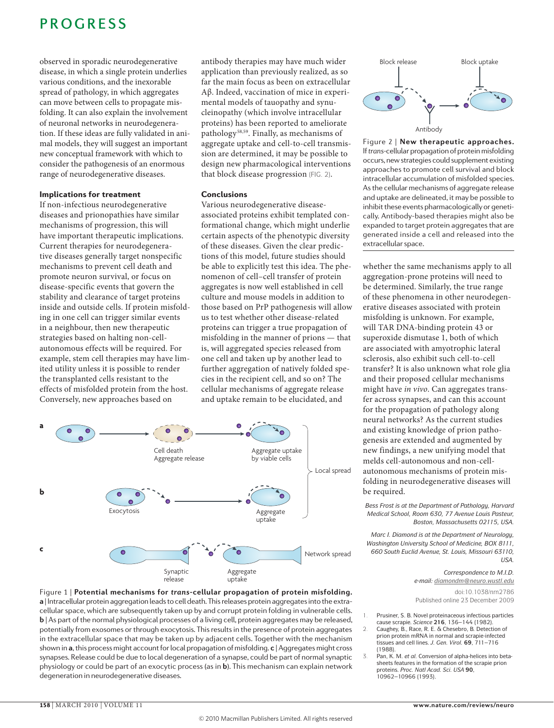observed in sporadic neurodegenerative disease, in which a single protein underlies various conditions, and the inexorable spread of pathology, in which aggregates can move between cells to propagate misfolding. It can also explain the involvement of neuronal networks in neurodegeneration. If these ideas are fully validated in animal models, they will suggest an important new conceptual framework with which to consider the pathogenesis of an enormous range of neurodegenerative diseases.

### Implications for treatment

If non-infectious neurodegenerative diseases and prionopathies have similar mechanisms of progression, this will have important therapeutic implications. Current therapies for neurodegenerative diseases generally target nonspecific mechanisms to prevent cell death and promote neuron survival, or focus on disease-specific events that govern the stability and clearance of target proteins inside and outside cells. If protein misfolding in one cell can trigger similar events in a neighbour, then new therapeutic strategies based on halting non-cell-autonomous effects will be required. For example, stem cell therapies may have limited utility unless it is possible to render the transplanted cells resistant to the effects of misfolded protein from the host. Conversely, new approaches based on antibody therapies may have much wider application than previously realized, as so far the main focus as been on extracellular Aβ. Indeed, vaccination of mice in experimental models of tauopathy and synucleinopathy (which involve intracellular proteins) has been reported to ameliorate pathology[58,59]. Finally, as mechanisms of aggregate uptake and cell-to-cell transmission are determined, it may be possible to design new pharmacological interventions that block disease progression (FIG. 2).

### Conclusions

Various neurodegenerative disease-associated proteins exhibit templated conformational change, which might underlie certain aspects of the phenotypic diversity of these diseases. Given the clear predictions of this model, future studies should be able to explicitly test this idea. The phenomenon of cell–cell transfer of protein aggregates is now well established in cell culture and mouse models in addition to those based on PrP pathogenesis will allow us to test whether other disease-related proteins can trigger a true propagation of misfolding in the manner of prions — that is, will aggregated species released from one cell and taken up by another lead to further aggregation of natively folded species in the recipient cell, and so on? The cellular mechanisms of aggregate release and uptake remain to be elucidated, and whether the same mechanisms apply to all aggregation-prone proteins will need to be determined. Similarly, the true range of these phenomena in other neurodegenerative diseases associated with protein misfolding is unknown. For example, will TAR DNA-binding protein 43 or superoxide dismutase 1, both of which are associated with amyotrophic lateral sclerosis, also exhibit such cell-to-cell transfer? It is also unknown what role glia and their proposed cellular mechanisms might have *in vivo*. Can aggregates transfer across synapses, and can this account for the propagation of pathology along neural networks? As the current studies and existing knowledge of prion pathogenesis are extended and augmented by new findings, a new unifying model that melds cell-autonomous and non-cell-autonomous mechanisms of protein misfolding in neurodegenerative diseases will be required.

Figure 1 | **Potential mechanisms for *trans*-cellular propagation of protein misfolding.** **a** | Intracellular protein aggregation leads to cell death. This releases protein aggregates into the extracellular space, which are subsequently taken up by and corrupt protein folding in vulnerable cells. **b** | As part of the normal physiological processes of a living cell, protein aggregates may be released, potentially from exosomes or through exocytosis. This results in the presence of protein aggregates in the extracellular space that may be taken up by adjacent cells. Together with the mechanism shown in **a**, this process might account for local propagation of misfolding. **c** | Aggregates might cross synapses. Release could be due to local degeneration of a synapse, could be part of normal synaptic physiology or could be part of an exocytic process (as in **b**). This mechanism can explain network degeneration in neurodegenerative diseases.

Figure 2 | **New therapeutic approaches.** If *trans*-cellular propagation of protein misfolding occurs, new strategies could supplement existing approaches to promote cell survival and block intracellular accumulation of misfolded species. As the cellular mechanisms of aggregate release and uptake are delineated, it may be possible to inhibit these events pharmacologically or genetically. Antibody-based therapies might also be expanded to target protein aggregates that are generated inside a cell and released into the extracellular space.

*Bess Frost is at the Department of Pathology, Harvard Medical School, Room 630, 77 Avenue Louis Pasteur, Boston, Massachusetts 02115, USA.*

*Marc I. Diamond is at the Department of Neurology, Washington University School of Medicine, BOX 8111, 660 South Euclid Avenue, St. Louis, Missouri 63110, USA.*

*Correspondence to M.I.D.*
*e-mail: diamondm@neuro.wustl.edu*

doi:10.1038/nrn2786
Published online 23 December 2009

1. Prusiner, S. B. Novel proteinaceous infectious particles cause scrapie. *Science* **216**, 136–144 (1982).
2. Caughey, B., Race, R. E. & Chesebro, B. Detection of prion protein mRNA in normal and scrapie-infected tissues and cell lines. *J. Gen. Virol.* **69**, 711–716 (1988).
3. Pan, K. M. *et al.* Conversion of alpha-helices into beta-sheets features in the formation of the scrapie prion proteins. *Proc. Natl Acad. Sci. USA* **90**, 10962–10966 (1993).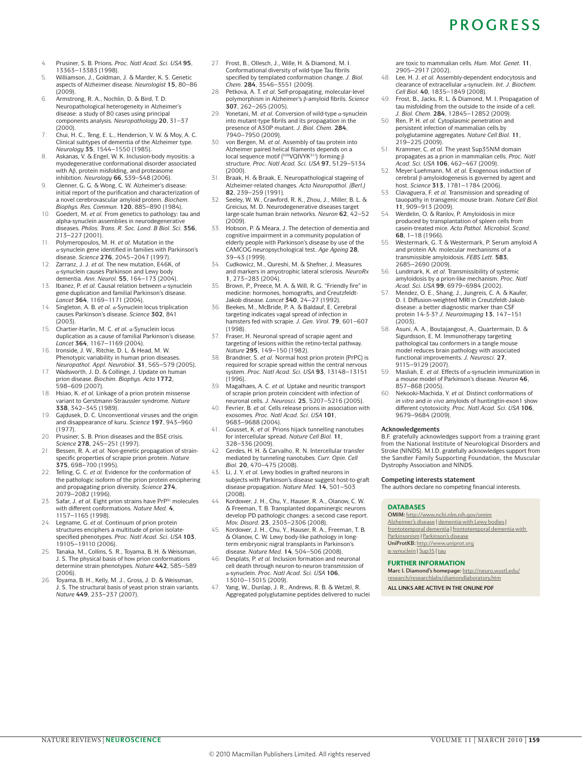4. Prusiner, S. B. Prions. *Proc. Natl Acad. Sci. USA* **95**, 13363–13383 (1998).
5. Williamson, J., Goldman, J. & Marder, K. S. Genetic aspects of Alzheimer disease. *Neurologist* **15**, 80–86 (2009).
6. Armstrong, R. A., Nochlin, D. & Bird, T. D. Neuropathological heterogeneity in Alzheimer's disease: a study of 80 cases using principal components analysis. *Neuropathology* **20**, 31–37 (2000).
7. Chui, H. C., Teng, E. L., Henderson, V. W. & Moy, A. C. Clinical subtypes of dementia of the Alzheimer type. *Neurology* **35**, 1544–1550 (1985).
8. Askanas, V. & Engel, W. K. Inclusion-body myositis: a myodegenerative conformational disorder associated with Aβ, protein misfolding, and proteasome inhibition. *Neurology* **66**, S39–S48 (2006).
9. Glenner, G. G. & Wong, C. W. Alzheimer's disease: initial report of the purification and characterization of a novel cerebrovascular amyloid protein. *Biochem. Biophys. Res. Commun.* **120**, 885–890 (1984).
10. Goedert, M. *et al.* From genetics to pathology: tau and alpha-synuclein assemblies in neurodegenerative diseases. *Philos. Trans. R. Soc. Lond. B Biol. Sci.* **356**, 213–227 (2001).
11. Polymeropoulos, M. H. *et al.* Mutation in the α-synuclein gene identified in families with Parkinson's disease. *Science* **276**, 2045–2047 (1997).
12. Zarranz, J. J. *et al.* The new mutation, E46K, of α-synuclein causes Parkinson and Lewy body dementia. *Ann. Neurol.* **55**, 164–173 (2004).
13. Ibanez, P. *et al.* Causal relation between α-synuclein gene duplication and familial Parkinson's disease. *Lancet* **364**, 1169–1171 (2004).
14. Singleton, A. B. *et al.* α-Synuclein locus triplication causes Parkinson's disease. *Science* **302**, 841 (2003).
15. Chartier-Harlin, M. C. *et al.* α-Synuclein locus duplication as a cause of familial Parkinson's disease. *Lancet* **364**, 1167–1169 (2004).
16. Ironside, J. W., Ritchie, D. L. & Head, M. W. Phenotypic variability in human prion diseases. *Neuropathol. Appl. Neurobiol.* **31**, 565–579 (2005).
17. Wadsworth, J. D. & Collinge, J. Update on human prion disease. *Biochim. Biophys. Acta* **1772**, 598–609 (2007).
18. Hsiao, K. *et al.* Linkage of a prion protein missense variant to Gerstmann-Straussler syndrome. *Nature* **338**, 342–345 (1989).
19. Gajdusek, D. C. Unconventional viruses and the origin and disappearance of kuru. *Science* **197**, 943–960 (1977).
20. Prusiner, S. B. Prion diseases and the BSE crisis. *Science* **278**, 245–251 (1997).
21. Bessen, R. A. *et al.* Non-genetic propagation of strain-specific properties of scrapie prion protein. *Nature* **375**, 698–700 (1995).
22. Telling, G. C. *et al.* Evidence for the conformation of the pathologic isoform of the prion protein enciphering and propagating prion diversity. *Science* **274**, 2079–2082 (1996).
23. Safar, J. *et al.* Eight prion strains have $PrP^{Sc}$ molecules with different conformations. *Nature Med.* **4**, 1157–1165 (1998).
24. Legname, G. *et al.* Continuum of prion protein structures enciphers a multitude of prion isolate-specified phenotypes. *Proc. Natl Acad. Sci. USA* **103**, 19105–19110 (2006).
25. Tanaka, M., Collins, S. R., Toyama, B. H. & Weissman, J. S. The physical basis of how prion conformations determine strain phenotypes. *Nature* **442**, 585–589 (2006).
26. Toyama, B. H., Kelly, M. J., Gross, J. D. & Weissman, J. S. The structural basis of yeast prion strain variants. *Nature* **449**, 233–237 (2007).
27. Frost, B., Ollesch, J., Wille, H. & Diamond, M. I. Conformational diversity of wild-type Tau fibrils specified by templated conformation change. *J. Biol. Chem.* **284**, 3546–3551 (2009).
28. Petkova, A. T. *et al.* Self-propagating, molecular-level polymorphism in Alzheimer's β-amyloid fibrils. *Science* **307**, 262–265 (2005).
29. Yonetani, M. *et al.* Conversion of wild-type α-synuclein into mutant-type fibrils and its propagation in the presence of A30P mutant. *J. Biol. Chem.* **284**, 7940–7950 (2009).
30. von Bergen, M. *et al.* Assembly of tau protein into Alzheimer paired helical filaments depends on a local sequence motif ($^{306}$VQIVYK$^{311}$) forming β structure. *Proc. Natl Acad. Sci. USA* **97**, 5129–5134 (2000).
31. Braak, H. & Braak, E. Neuropathological stageing of Alzheimer-related changes. *Acta Neuropathol. (Berl.)* **82**, 239–259 (1991).
32. Seeley, W. W., Crawford, R. K., Zhou, J., Miller, B. L. & Greicius, M. D. Neurodegenerative diseases target large-scale human brain networks. *Neuron* **62**, 42–52 (2009).
33. Hobson, P. & Meara, J. The detection of dementia and cognitive impairment in a community population of elderly people with Parkinson's disease by use of the CAMCOG neuropsychological test. *Age Ageing* **28**, 39–43 (1999).
34. Cudkowicz, M., Qureshi, M. & Shefner, J. Measures and markers in amyotrophic lateral sclerosis. *NeuroRx* **1**, 273–283 (2004).
35. Brown, P., Preece, M. A. & Will, R. G. "Friendly fire" in medicine: hormones, homografts, and Creutzfeldt-Jakob disease. *Lancet* **340**, 24–27 (1992).
36. Beekes, M., McBride, P. A. & Baldauf, E. Cerebral targeting indicates vagal spread of infection in hamsters fed with scrapie. *J. Gen. Virol.* **79**, 601–607 (1998).
37. Fraser, H. Neuronal spread of scrapie agent and targeting of lesions within the retino-tectal pathway. *Nature* **295**, 149–150 (1982).
38. Brandner, S. *et al.* Normal host prion protein (PrPC) is required for scrapie spread within the central nervous system. *Proc. Natl Acad. Sci. USA* **93**, 13148–13151 (1996).
39. Magalhaes, A. C. *et al.* Uptake and neuritic transport of scrapie prion protein coincident with infection of neuronal cells. *J. Neurosci.* **25**, 5207–5216 (2005).
40. Fevrier, B. *et al.* Cells release prions in association with exosomes. *Proc. Natl Acad. Sci. USA* **101**, 9683–9688 (2004).
41. Gousset, K. *et al.* Prions hijack tunnelling nanotubes for intercellular spread. *Nature Cell Biol.* **11**, 328–336 (2009).
42. Gerdes, H. H. & Carvalho, R. N. Intercellular transfer mediated by tunneling nanotubes. *Curr. Opin. Cell Biol.* **20**, 470–475 (2008).
43. Li, J. Y. *et al.* Lewy bodies in grafted neurons in subjects with Parkinson's disease suggest host-to-graft disease propagation. *Nature Med.* **14**, 501–503 (2008).
44. Kordower, J. H., Chu, Y., Hauser, R. A., Olanow, C. W. & Freeman, T. B. Transplanted dopaminergic neurons develop PD pathologic changes: a second case report. *Mov. Disord.* **23**, 2303–2306 (2008).
45. Kordower, J. H., Chu, Y., Hauser, R. A., Freeman, T. B. & Olanow, C. W. Lewy body-like pathology in long-term embryonic nigral transplants in Parkinson's disease. *Nature Med.* **14**, 504–506 (2008).
46. Desplats, P. *et al.* Inclusion formation and neuronal cell death through neuron-to-neuron transmission of α-synuclein. *Proc. Natl Acad. Sci. USA* **106**, 13010–13015 (2009).
47. Yang, W., Dunlap, J. R., Andrews, R. B. & Wetzel, R. Aggregated polyglutamine peptides delivered to nuclei are toxic to mammalian cells. *Hum. Mol. Genet.* **11**, 2905–2917 (2002).
48. Lee, H. J. *et al.* Assembly-dependent endocytosis and clearance of extracellular α-synuclein. *Int. J. Biochem. Cell Biol.* **40**, 1835–1849 (2008).
49. Frost, B., Jacks, R. L. & Diamond, M. I. Propagation of tau misfolding from the outside to the inside of a cell. *J. Biol. Chem.* **284**, 12845–12852 (2009).
50. Ren, P. H. *et al.* Cytoplasmic penetration and persistent infection of mammalian cells by polyglutamine aggregates. *Nature Cell Biol.* **11**, 219–225 (2009).
51. Krammer, C. *et al.* The yeast Sup35NM domain propagates as a prion in mammalian cells. *Proc. Natl Acad. Sci. USA* **106**, 462–467 (2009).
52. Meyer-Luehmann, M. *et al.* Exogenous induction of cerebral β-amyloidogenesis is governed by agent and host. *Science* **313**, 1781–1784 (2006).
53. Clavaguera, F. *et al.* Transmission and spreading of tauopathy in transgenic mouse brain. *Nature Cell Biol.* **11**, 909–913 (2009).
54. Werdelin, O. & Ranlov, P. Amyloidosis in mice produced by transplantation of spleen cells from casein-treated mice. *Acta Pathol. Microbiol. Scand.* **68**, 1–18 (1966).
55. Westermark, G. T. & Westermark, P. Serum amyloid A and protein AA: molecular mechanisms of a transmissible amyloidosis. *FEBS Lett.* **583**, 2685–2690 (2009).
56. Lundmark, K. *et al.* Transmissibility of systemic amyloidosis by a prion-like mechanism. *Proc. Natl Acad. Sci. USA* **99**, 6979–6984 (2002).
57. Mendez, O. E., Shang, J., Jungreis, C. A. & Kaufer, D. I. Diffusion-weighted MRI in Creutzfeldt-Jakob disease: a better diagnostic marker than CSF protein 14-3-3? *J. Neuroimaging* **13**, 147–151 (2003).
58. Asuni, A. A., Boutajangout, A., Quartermain, D. & Sigurdsson, E. M. Immunotherapy targeting pathological tau conformers in a tangle mouse model reduces brain pathology with associated functional improvements. *J. Neurosci.* **27**, 9115–9129 (2007).
59. Masliah, E. *et al.* Effects of α-synuclein immunization in a mouse model of Parkinson's disease. *Neuron* **46**, 857–868 (2005).
60. Nekooki-Machida, Y. *et al.* Distinct conformations of *in vitro* and *in vivo* amyloids of huntingtin-exon1 show different cytotoxicity. *Proc. Natl Acad. Sci. USA* **106**, 9679–9684 (2009).

### Acknowledgements

B.F. gratefully acknowledges support from a training grant from the National Institute of Neurological Disorders and Stroke (NINDS). M.I.D. gratefully acknowledges support from the Sandler Family Supporting Foundation, the Muscular Dystrophy Association and NINDS.

### Competing interests statement

The authors declare no competing financial interests.

### DATABASES

**OMIM:** http://www.ncbi.nlm.nih.gov/omim
Alzheimer's disease | dementia with Lewy bodies | frontotemporal dementia | frontotemporal dementia with Parkinsonism | Parkinson's disease
**UniProtKB:** http://www.uniprot.org
α-synuclein | Sup35 | tau

### FURTHER INFORMATION

**Marc I. Diamond's homepage:** http://neuro.wustl.edu/research/researchlabs/diamondlaboratory.htm

**ALL LINKS ARE ACTIVE IN THE ONLINE PDF**